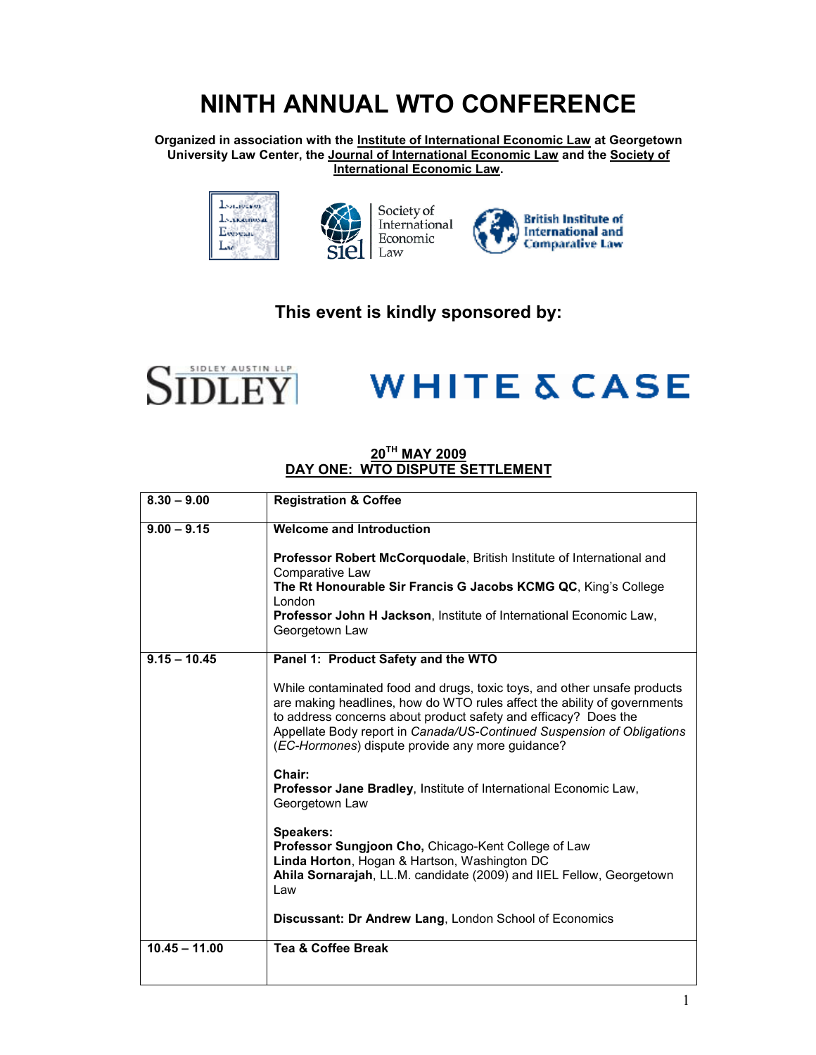# NINTH ANNUAL WTO CONFERENCE

**Organized in association with the Institute of International Economic Law at Georgetown University Law Center, the Journal of International Economic Law and the Society of International Economic Law.**

## This event is kindly sponsored by:

## 20TH MAY 2009
## DAY ONE: WTO DISPUTE SETTLEMENT

| | |
|---|---|
| **8.30 – 9.00** | **Registration & Coffee** |
| **9.00 – 9.15** | **Welcome and Introduction**<br><br>**Professor Robert McCorquodale**, British Institute of International and Comparative Law<br>**The Rt Honourable Sir Francis G Jacobs KCMG QC**, King's College London<br>**Professor John H Jackson**, Institute of International Economic Law, Georgetown Law |
| **9.15 – 10.45** | **Panel 1: Product Safety and the WTO**<br><br>While contaminated food and drugs, toxic toys, and other unsafe products are making headlines, how do WTO rules affect the ability of governments to address concerns about product safety and efficacy? Does the Appellate Body report in *Canada/US-Continued Suspension of Obligations* (*EC-Hormones*) dispute provide any more guidance?<br><br>**Chair:**<br>**Professor Jane Bradley**, Institute of International Economic Law, Georgetown Law<br><br>**Speakers:**<br>**Professor Sungjoon Cho,** Chicago-Kent College of Law<br>**Linda Horton**, Hogan & Hartson, Washington DC<br>**Ahila Sornarajah**, LL.M. candidate (2009) and IIEL Fellow, Georgetown Law<br><br>**Discussant: Dr Andrew Lang**, London School of Economics |
| **10.45 – 11.00** | **Tea & Coffee Break** |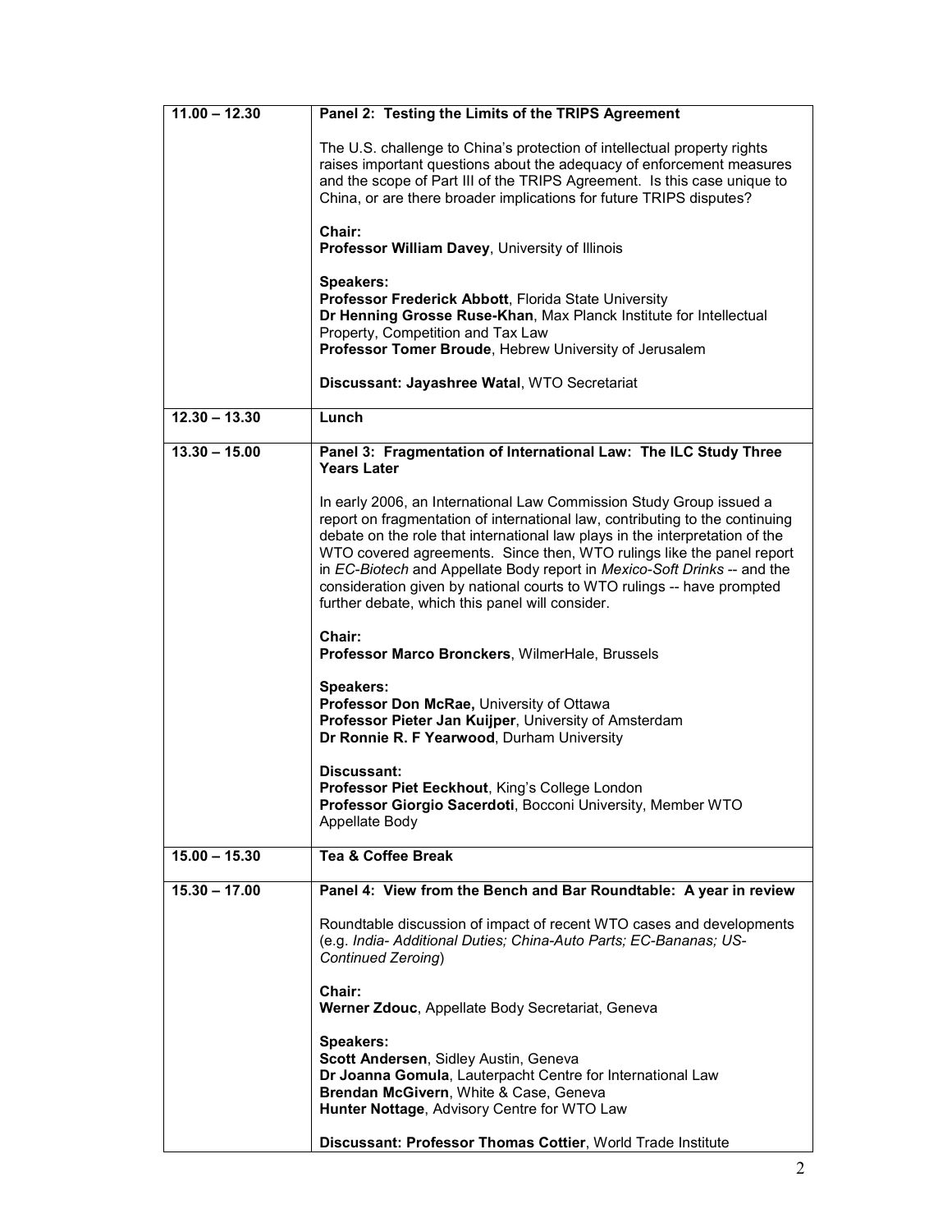| | |
|---|---|
| **11.00 – 12.30** | **Panel 2: Testing the Limits of the TRIPS Agreement**<br><br>The U.S. challenge to China's protection of intellectual property rights raises important questions about the adequacy of enforcement measures and the scope of Part III of the TRIPS Agreement. Is this case unique to China, or are there broader implications for future TRIPS disputes?<br><br>**Chair:**<br>**Professor William Davey**, University of Illinois<br><br>**Speakers:**<br>**Professor Frederick Abbott**, Florida State University<br>**Dr Henning Grosse Ruse-Khan**, Max Planck Institute for Intellectual Property, Competition and Tax Law<br>**Professor Tomer Broude**, Hebrew University of Jerusalem<br><br>**Discussant: Jayashree Watal**, WTO Secretariat |
| **12.30 – 13.30** | **Lunch** |
| **13.30 – 15.00** | **Panel 3: Fragmentation of International Law: The ILC Study Three Years Later**<br><br>In early 2006, an International Law Commission Study Group issued a report on fragmentation of international law, contributing to the continuing debate on the role that international law plays in the interpretation of the WTO covered agreements. Since then, WTO rulings like the panel report in *EC-Biotech* and Appellate Body report in *Mexico-Soft Drinks* -- and the consideration given by national courts to WTO rulings -- have prompted further debate, which this panel will consider.<br><br>**Chair:**<br>**Professor Marco Bronckers**, WilmerHale, Brussels<br><br>**Speakers:**<br>**Professor Don McRae,** University of Ottawa<br>**Professor Pieter Jan Kuijper**, University of Amsterdam<br>**Dr Ronnie R. F Yearwood**, Durham University<br><br>**Discussant:**<br>**Professor Piet Eeckhout**, King's College London<br>**Professor Giorgio Sacerdoti**, Bocconi University, Member WTO Appellate Body |
| **15.00 – 15.30** | **Tea & Coffee Break** |
| **15.30 – 17.00** | **Panel 4: View from the Bench and Bar Roundtable: A year in review**<br><br>Roundtable discussion of impact of recent WTO cases and developments (e.g. *India- Additional Duties; China-Auto Parts; EC-Bananas; US-Continued Zeroing*)<br><br>**Chair:**<br>**Werner Zdouc**, Appellate Body Secretariat, Geneva<br><br>**Speakers:**<br>**Scott Andersen**, Sidley Austin, Geneva<br>**Dr Joanna Gomula**, Lauterpacht Centre for International Law<br>**Brendan McGivern**, White & Case, Geneva<br>**Hunter Nottage**, Advisory Centre for WTO Law<br><br>**Discussant: Professor Thomas Cottier**, World Trade Institute |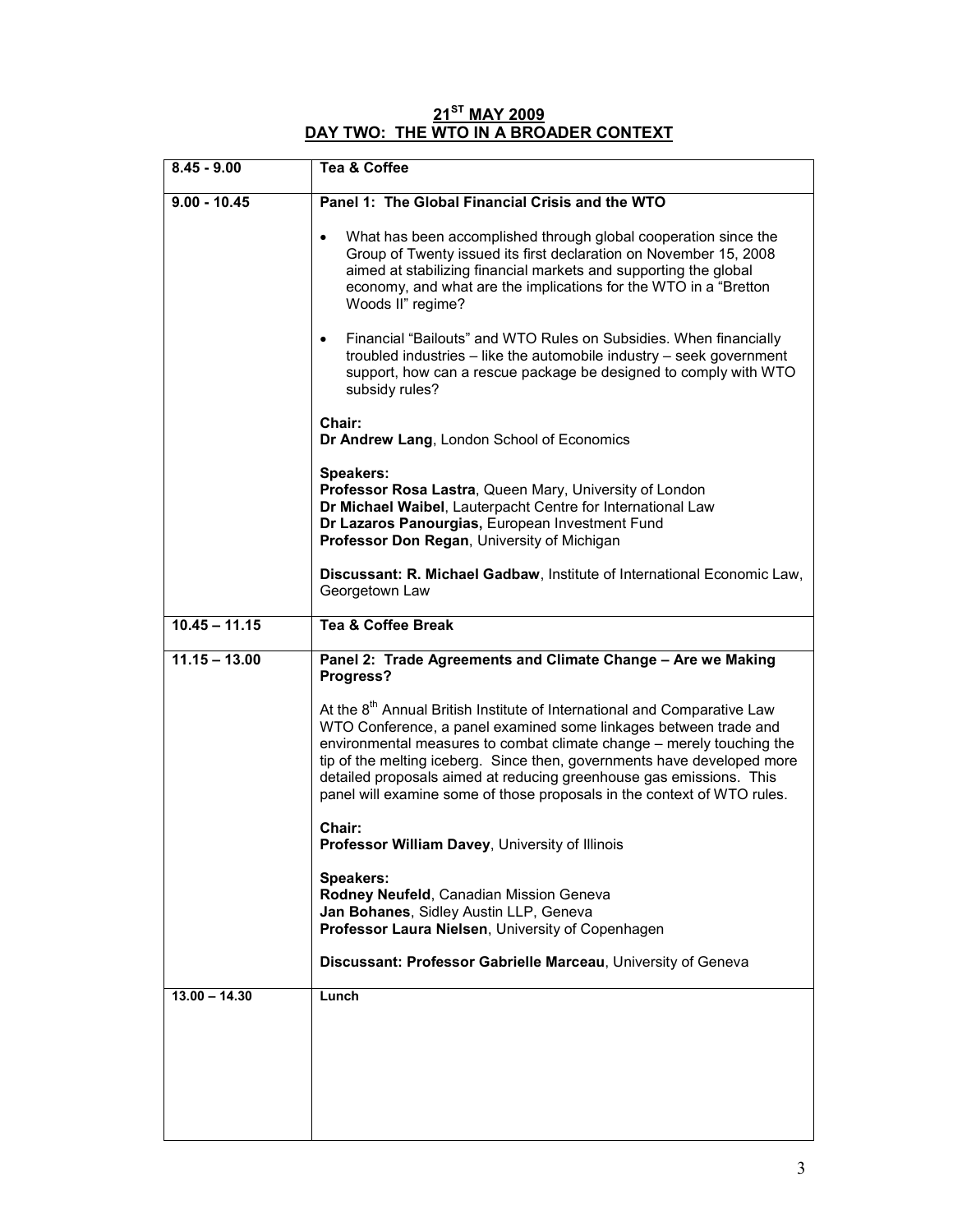## 21[ST] MAY 2009
## DAY TWO: THE WTO IN A BROADER CONTEXT

| | |
|---|---|
| **8.45 - 9.00** | **Tea & Coffee** |
| **9.00 - 10.45** | **Panel 1: The Global Financial Crisis and the WTO**<br><br>• What has been accomplished through global cooperation since the Group of Twenty issued its first declaration on November 15, 2008 aimed at stabilizing financial markets and supporting the global economy, and what are the implications for the WTO in a "Bretton Woods II" regime?<br><br>• Financial "Bailouts" and WTO Rules on Subsidies. When financially troubled industries – like the automobile industry – seek government support, how can a rescue package be designed to comply with WTO subsidy rules?<br><br>**Chair:**<br>**Dr Andrew Lang**, London School of Economics<br><br>**Speakers:**<br>**Professor Rosa Lastra**, Queen Mary, University of London<br>**Dr Michael Waibel**, Lauterpacht Centre for International Law<br>**Dr Lazaros Panourgias,** European Investment Fund<br>**Professor Don Regan**, University of Michigan<br><br>**Discussant: R. Michael Gadbaw**, Institute of International Economic Law, Georgetown Law |
| **10.45 – 11.15** | **Tea & Coffee Break** |
| **11.15 – 13.00** | **Panel 2: Trade Agreements and Climate Change – Are we Making Progress?**<br><br>At the 8[th] Annual British Institute of International and Comparative Law WTO Conference, a panel examined some linkages between trade and environmental measures to combat climate change – merely touching the tip of the melting iceberg. Since then, governments have developed more detailed proposals aimed at reducing greenhouse gas emissions. This panel will examine some of those proposals in the context of WTO rules.<br><br>**Chair:**<br>**Professor William Davey**, University of Illinois<br><br>**Speakers:**<br>**Rodney Neufeld**, Canadian Mission Geneva<br>**Jan Bohanes**, Sidley Austin LLP, Geneva<br>**Professor Laura Nielsen**, University of Copenhagen<br><br>**Discussant: Professor Gabrielle Marceau**, University of Geneva |
| **13.00 – 14.30** | **Lunch** |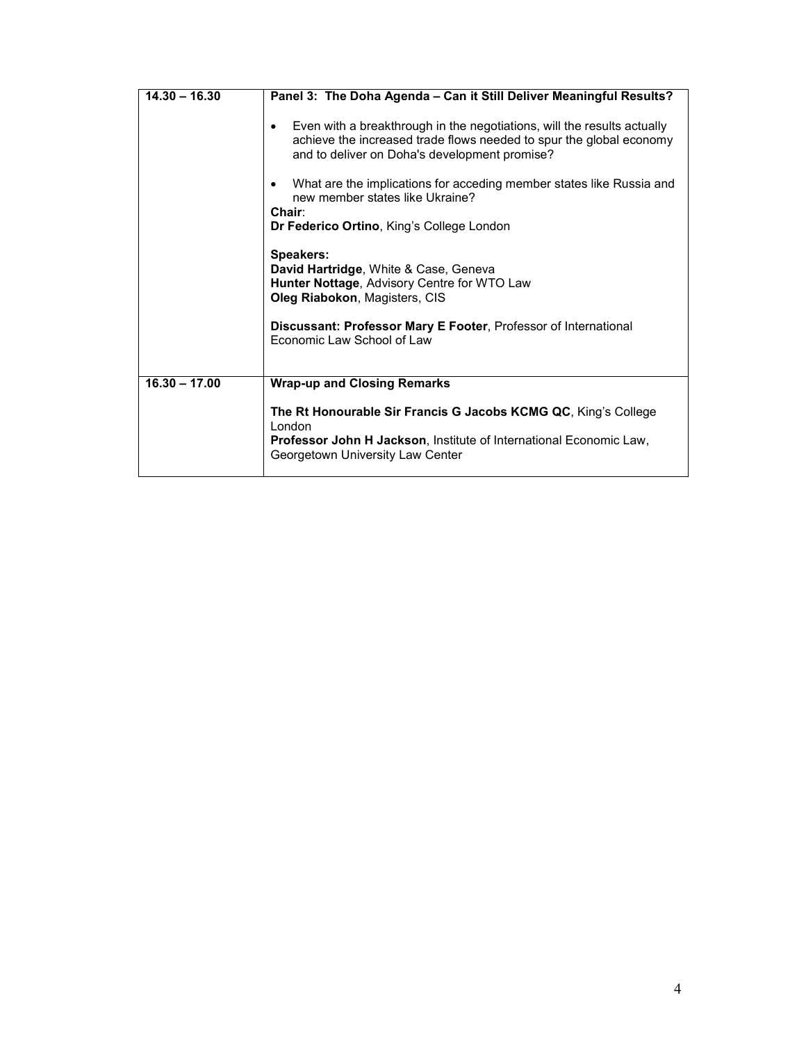| | |
|---|---|
| **14.30 – 16.30** | **Panel 3: The Doha Agenda – Can it Still Deliver Meaningful Results?**<br><br>• Even with a breakthrough in the negotiations, will the results actually achieve the increased trade flows needed to spur the global economy and to deliver on Doha's development promise?<br><br>• What are the implications for acceding member states like Russia and new member states like Ukraine?<br>**Chair**:<br>**Dr Federico Ortino**, King's College London<br><br>**Speakers:**<br>**David Hartridge**, White & Case, Geneva<br>**Hunter Nottage**, Advisory Centre for WTO Law<br>**Oleg Riabokon**, Magisters, CIS<br><br>**Discussant: Professor Mary E Footer**, Professor of International Economic Law School of Law |
| **16.30 – 17.00** | **Wrap-up and Closing Remarks**<br><br>**The Rt Honourable Sir Francis G Jacobs KCMG QC**, King's College London<br>**Professor John H Jackson**, Institute of International Economic Law, Georgetown University Law Center |